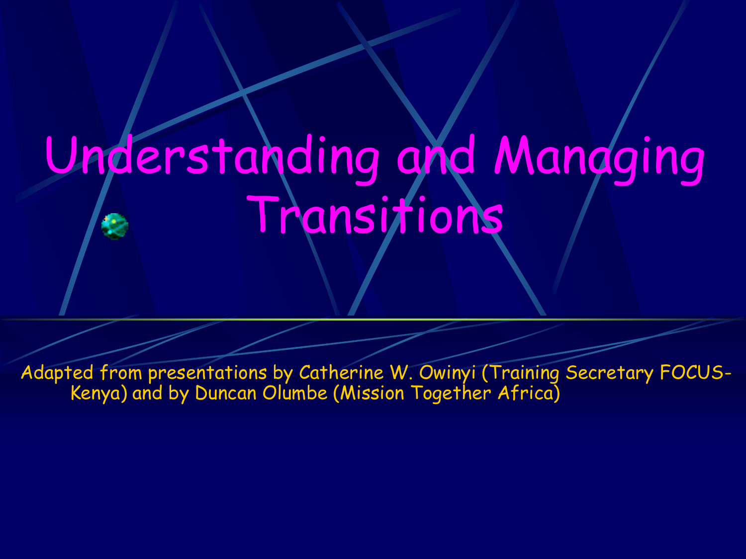# Understanding and Managing Transitions

Adapted from presentations by Catherine W. Owinyi (Training Secretary FOCUS-Kenya) and by Duncan Olumbe (Mission Together Africa)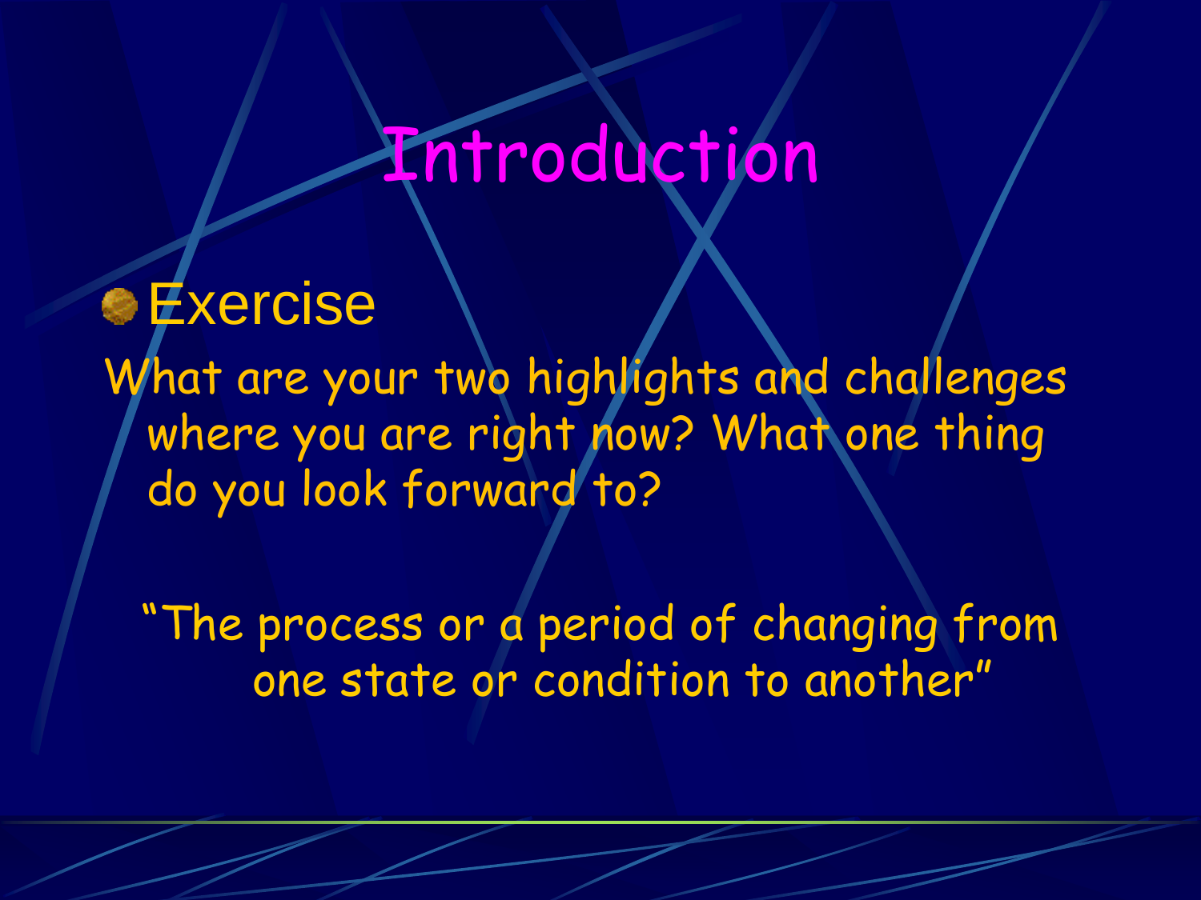# Introduction

- Exercise

What are your two highlights and challenges where you are right now? What one thing do you look forward to?

"The process or a period of changing from one state or condition to another"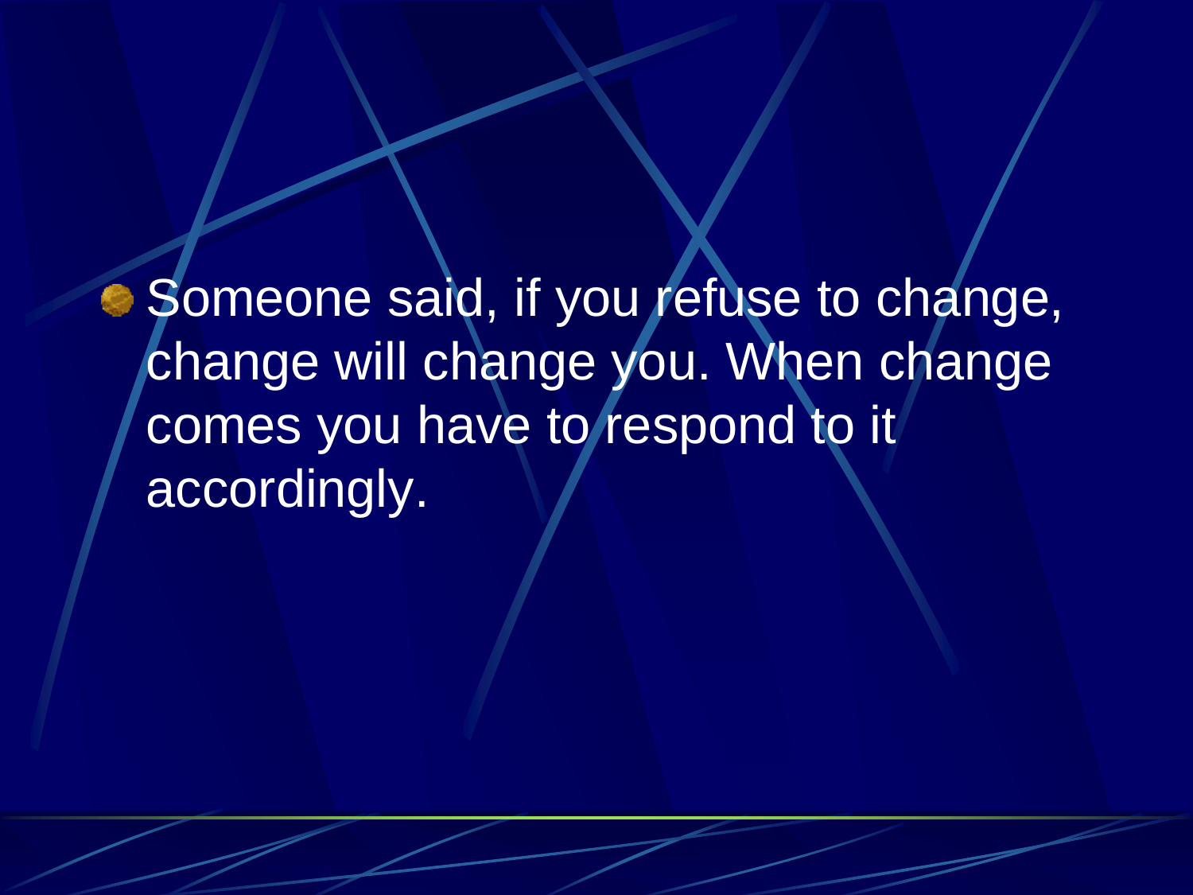- Someone said, if you refuse to change, change will change you. When change comes you have to respond to it accordingly.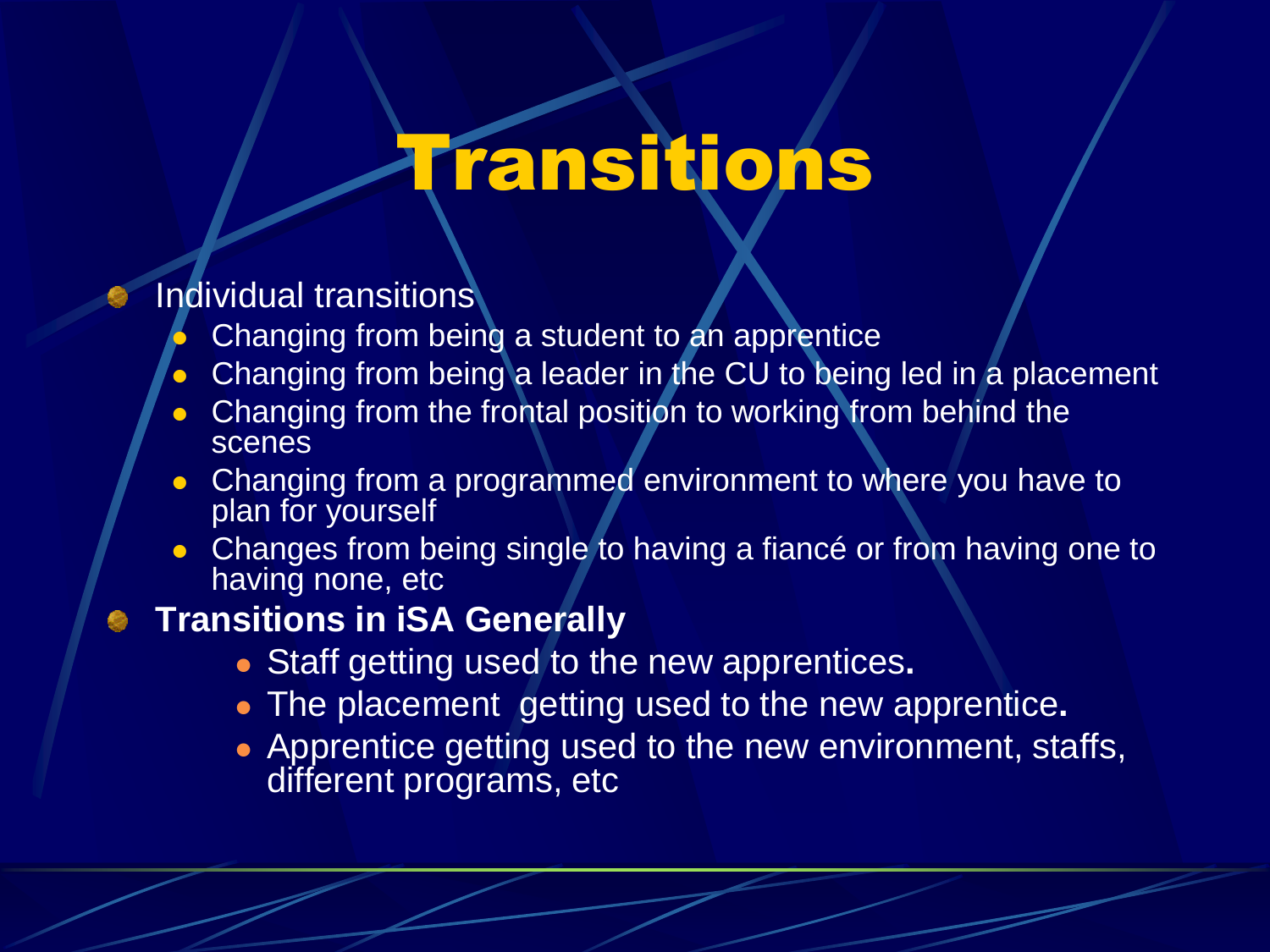# Transitions

- Individual transitions
  - Changing from being a student to an apprentice
  - Changing from being a leader in the CU to being led in a placement
  - Changing from the frontal position to working from behind the scenes
  - Changing from a programmed environment to where you have to plan for yourself
  - Changes from being single to having a fiancé or from having one to having none, etc
- **Transitions in iSA Generally**
  - Staff getting used to the new apprentices**.**
  - The placement getting used to the new apprentice**.**
  - Apprentice getting used to the new environment, staffs, different programs, etc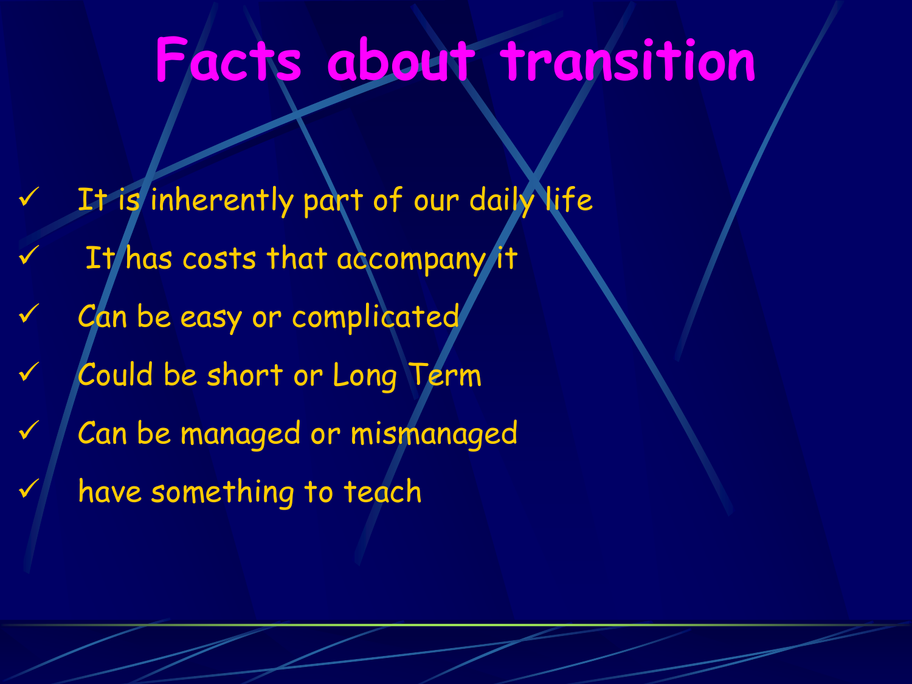# Facts about transition

- ✓ It is inherently part of our daily life
- ✓ It has costs that accompany it
- ✓ Can be easy or complicated
- ✓ Could be short or Long Term
- ✓ Can be managed or mismanaged
- ✓ have something to teach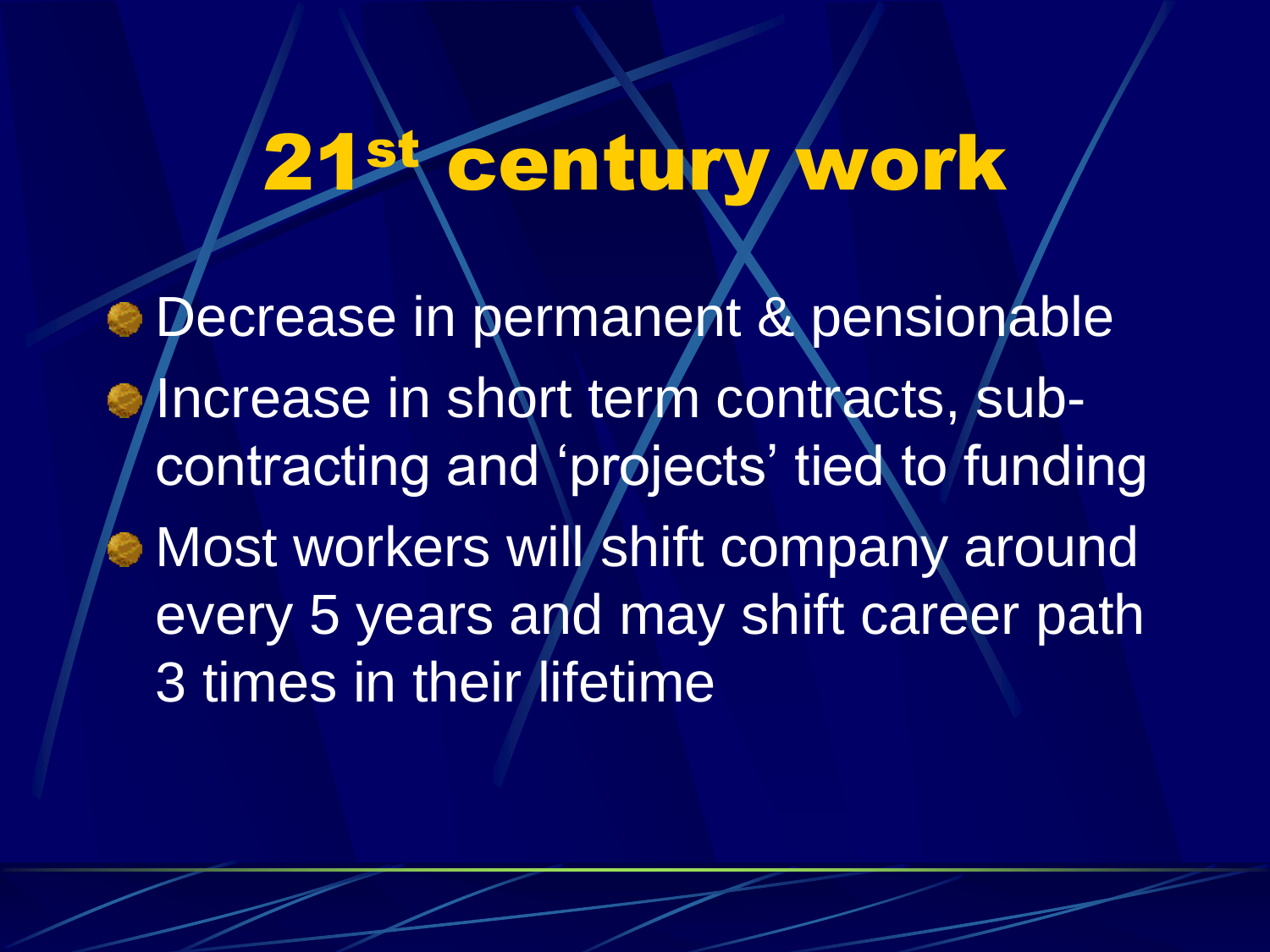# 21st century work

- Decrease in permanent & pensionable
- Increase in short term contracts, sub-contracting and ‘projects’ tied to funding
- Most workers will shift company around every 5 years and may shift career path 3 times in their lifetime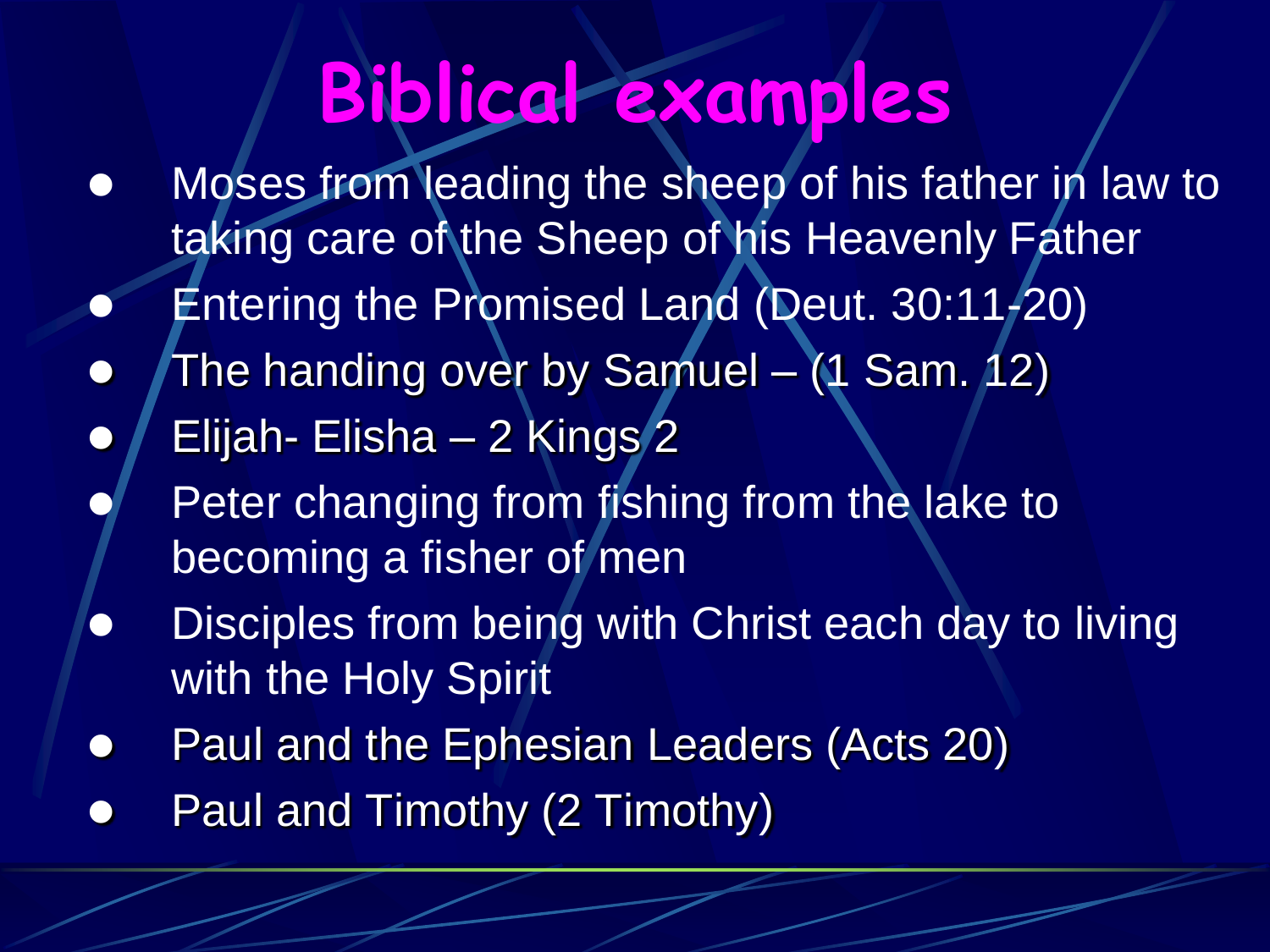# Biblical examples

- Moses from leading the sheep of his father in law to taking care of the Sheep of his Heavenly Father
- Entering the Promised Land (Deut. 30:11-20)
- The handing over by Samuel – (1 Sam. 12)
- Elijah- Elisha – 2 Kings 2
- Peter changing from fishing from the lake to becoming a fisher of men
- Disciples from being with Christ each day to living with the Holy Spirit
- Paul and the Ephesian Leaders (Acts 20)
- Paul and Timothy (2 Timothy)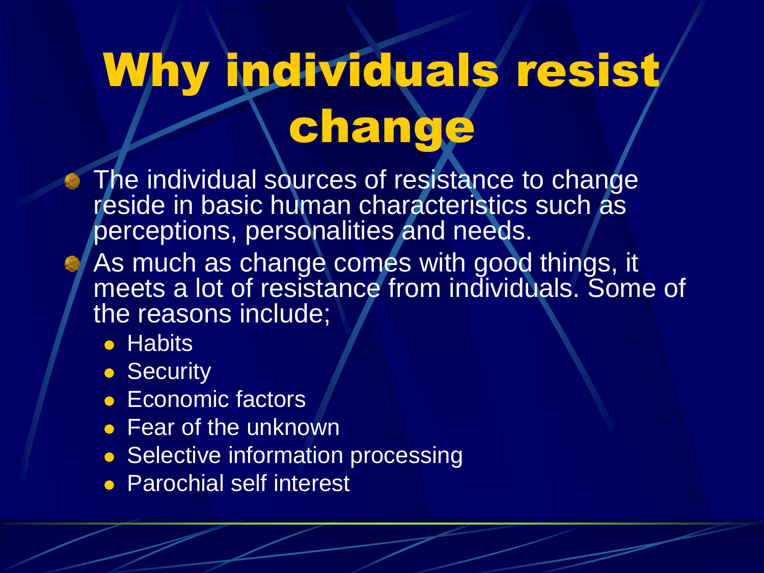# Why individuals resist change

- The individual sources of resistance to change reside in basic human characteristics such as perceptions, personalities and needs.
- As much as change comes with good things, it meets a lot of resistance from individuals. Some of the reasons include;
  - Habits
  - Security
  - Economic factors
  - Fear of the unknown
  - Selective information processing
  - Parochial self interest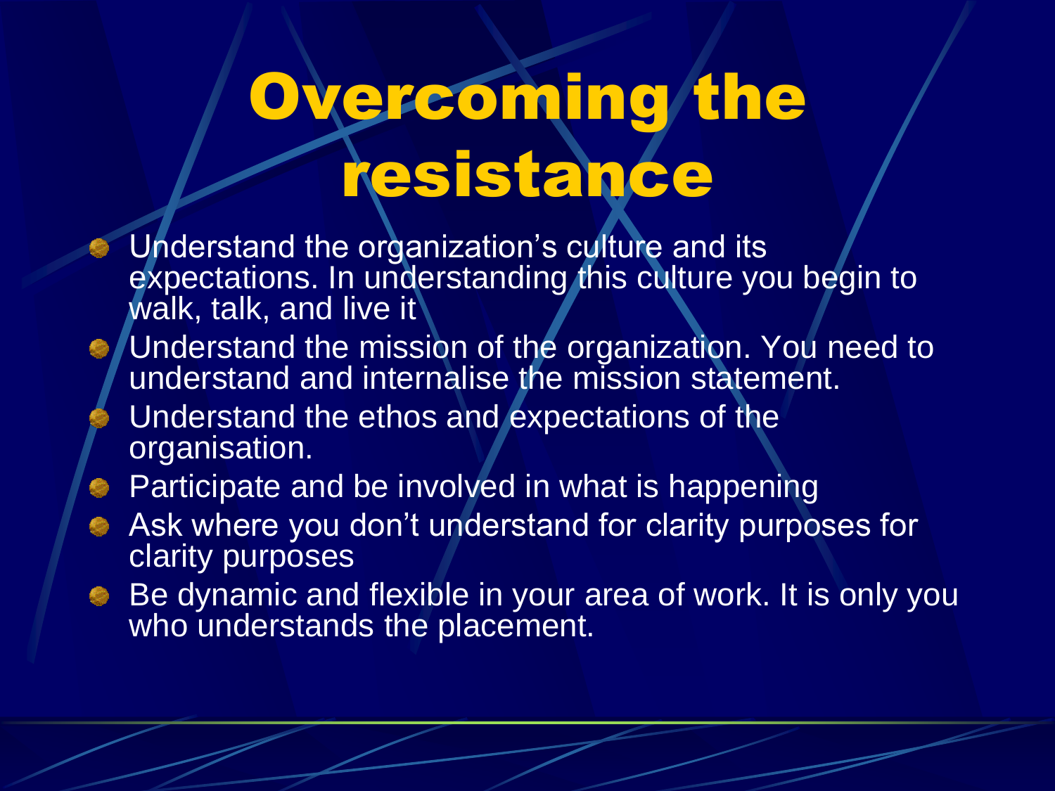# Overcoming the resistance

- Understand the organization's culture and its expectations. In understanding this culture you begin to walk, talk, and live it
- Understand the mission of the organization. You need to understand and internalise the mission statement.
- Understand the ethos and expectations of the organisation.
- Participate and be involved in what is happening
- Ask where you don't understand for clarity purposes for clarity purposes
- Be dynamic and flexible in your area of work. It is only you who understands the placement.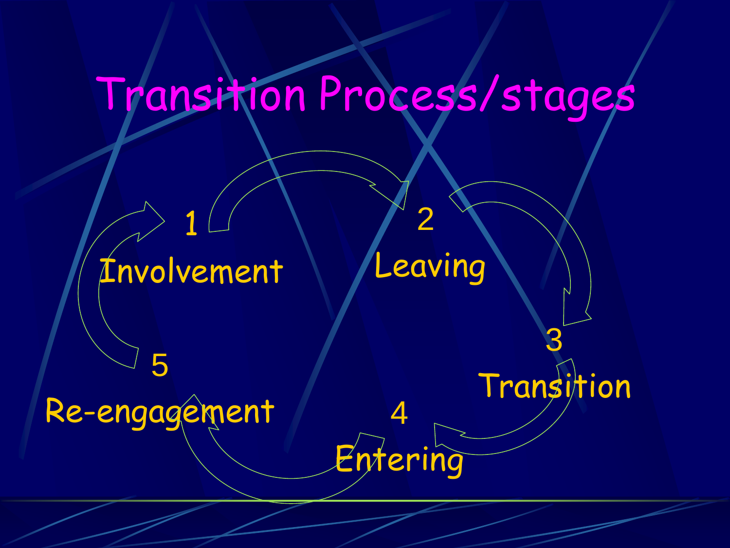# Transition Process/stages

1. Involvement
2. Leaving
3. Transition
4. Entering
5. Re-engagement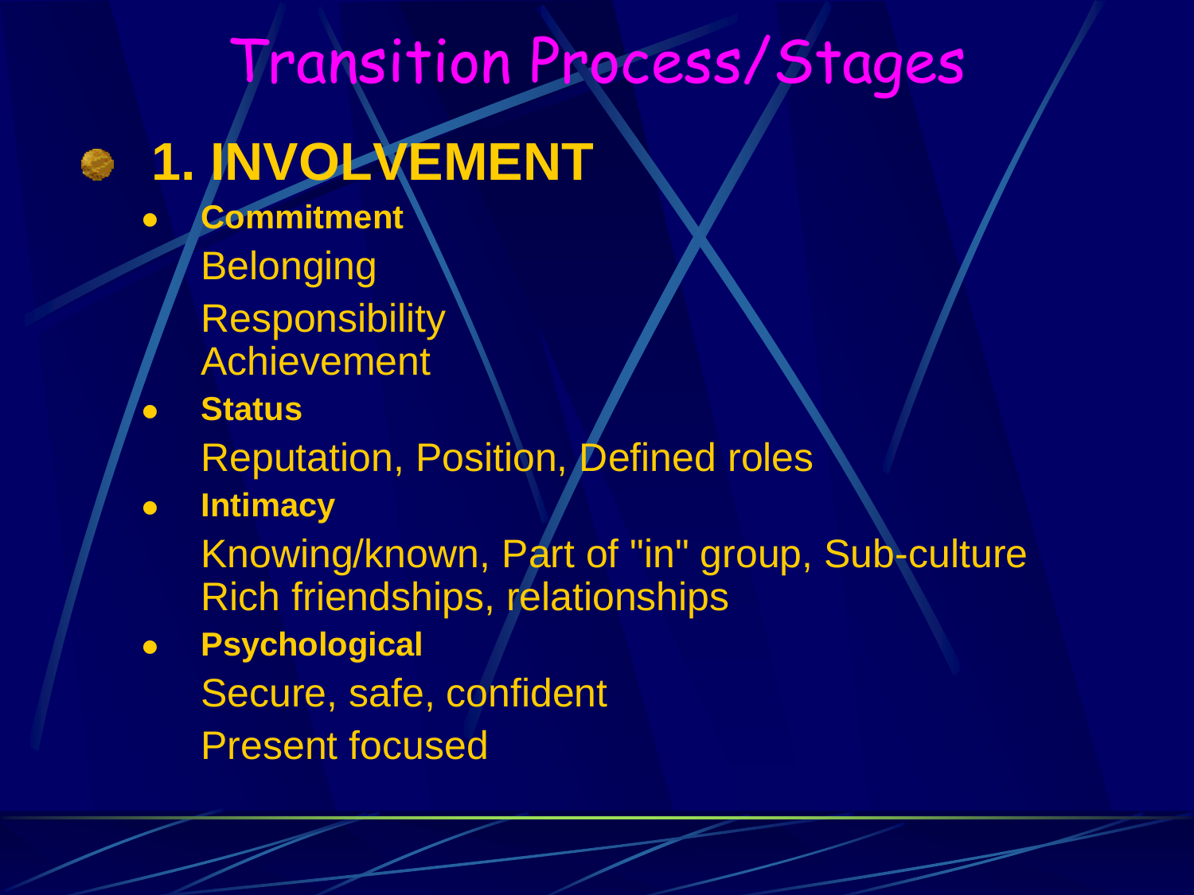# Transition Process/Stages

## 1. INVOLVEMENT

- **Commitment**

  Belonging

  Responsibility
  Achievement
- **Status**

  Reputation, Position, Defined roles
- **Intimacy**

  Knowing/known, Part of "in" group, Sub-culture
  Rich friendships, relationships
- **Psychological**

  Secure, safe, confident

  Present focused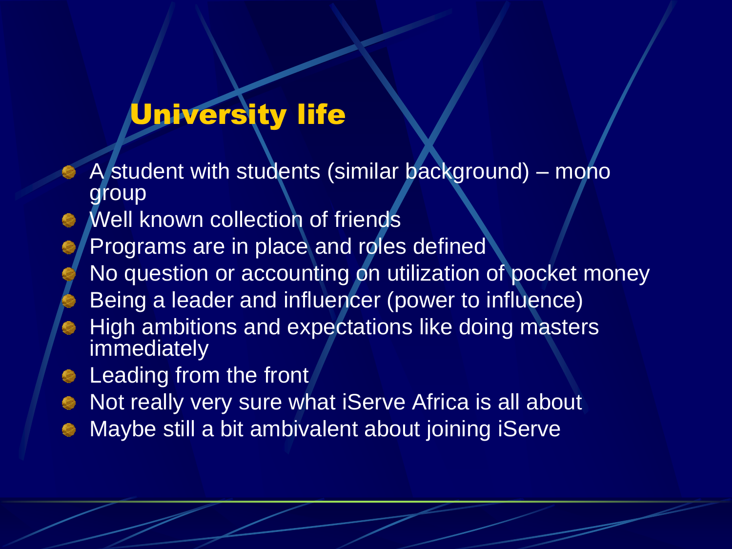# University life

- A student with students (similar background) – mono group
- Well known collection of friends
- Programs are in place and roles defined
- No question or accounting on utilization of pocket money
- Being a leader and influencer (power to influence)
- High ambitions and expectations like doing masters immediately
- Leading from the front
- Not really very sure what iServe Africa is all about
- Maybe still a bit ambivalent about joining iServe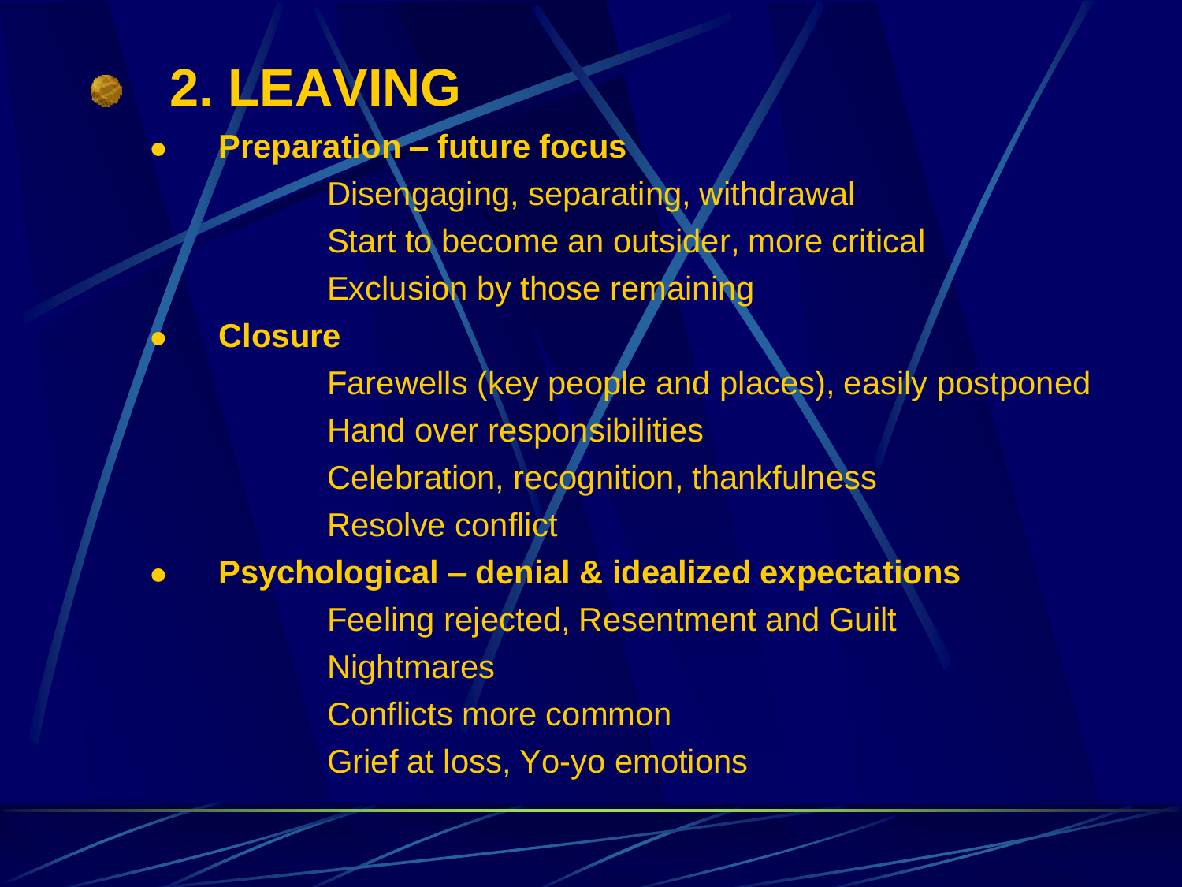# 2. LEAVING

- **Preparation – future focus**
  - Disengaging, separating, withdrawal
  - Start to become an outsider, more critical
  - Exclusion by those remaining
- **Closure**
  - Farewells (key people and places), easily postponed
  - Hand over responsibilities
  - Celebration, recognition, thankfulness
  - Resolve conflict
- **Psychological – denial & idealized expectations**
  - Feeling rejected, Resentment and Guilt
  - Nightmares
  - Conflicts more common
  - Grief at loss, Yo-yo emotions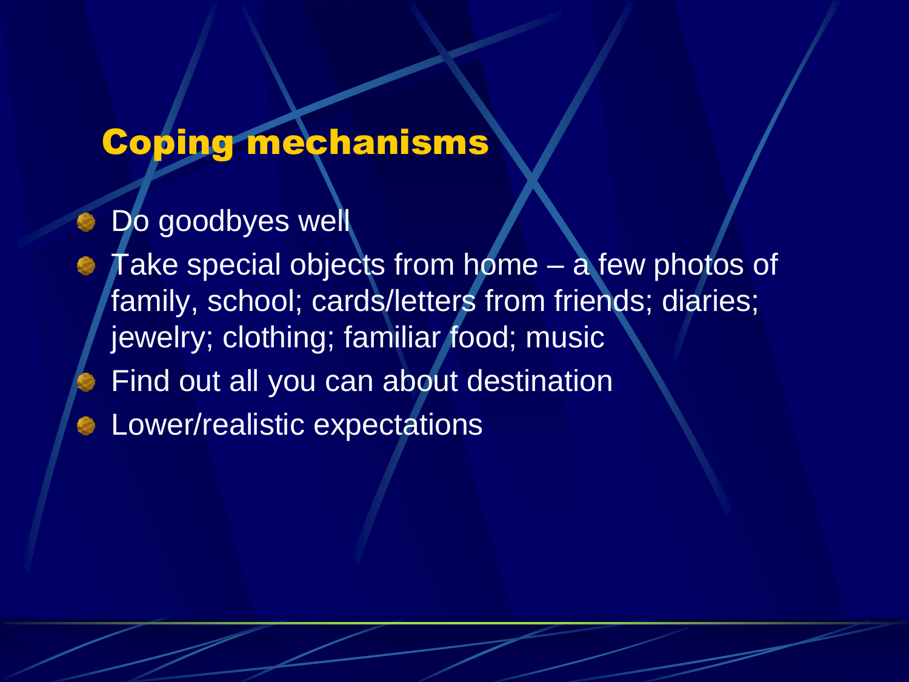## Coping mechanisms

- Do goodbyes well
- Take special objects from home – a few photos of family, school; cards/letters from friends; diaries; jewelry; clothing; familiar food; music
- Find out all you can about destination
- Lower/realistic expectations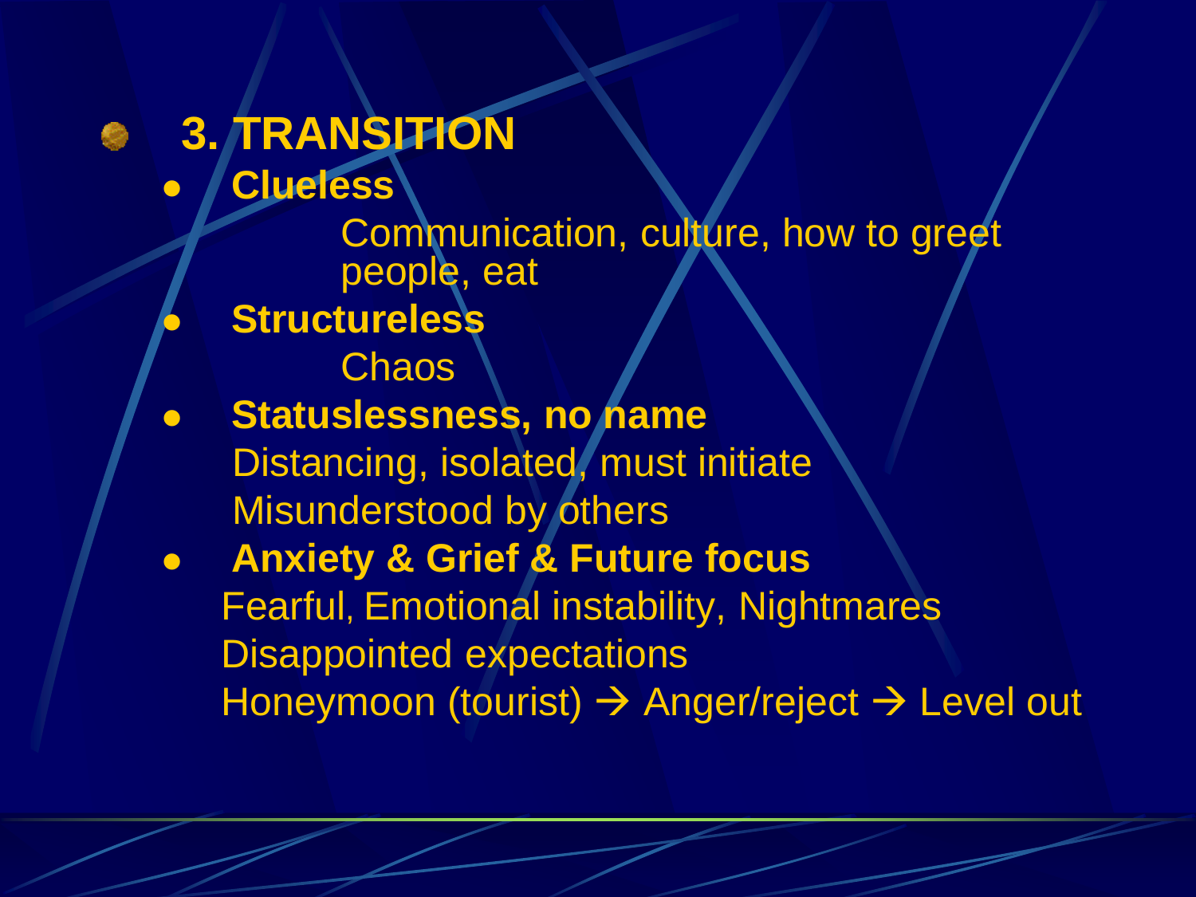## 3. TRANSITION

- **Clueless**

  Communication, culture, how to greet people, eat

- **Structureless**

  Chaos

- **Statuslessness, no name**

  Distancing, isolated, must initiate

  Misunderstood by others

- **Anxiety & Grief & Future focus**

  Fearful, Emotional instability, Nightmares

  Disappointed expectations

  Honeymoon (tourist) → Anger/reject → Level out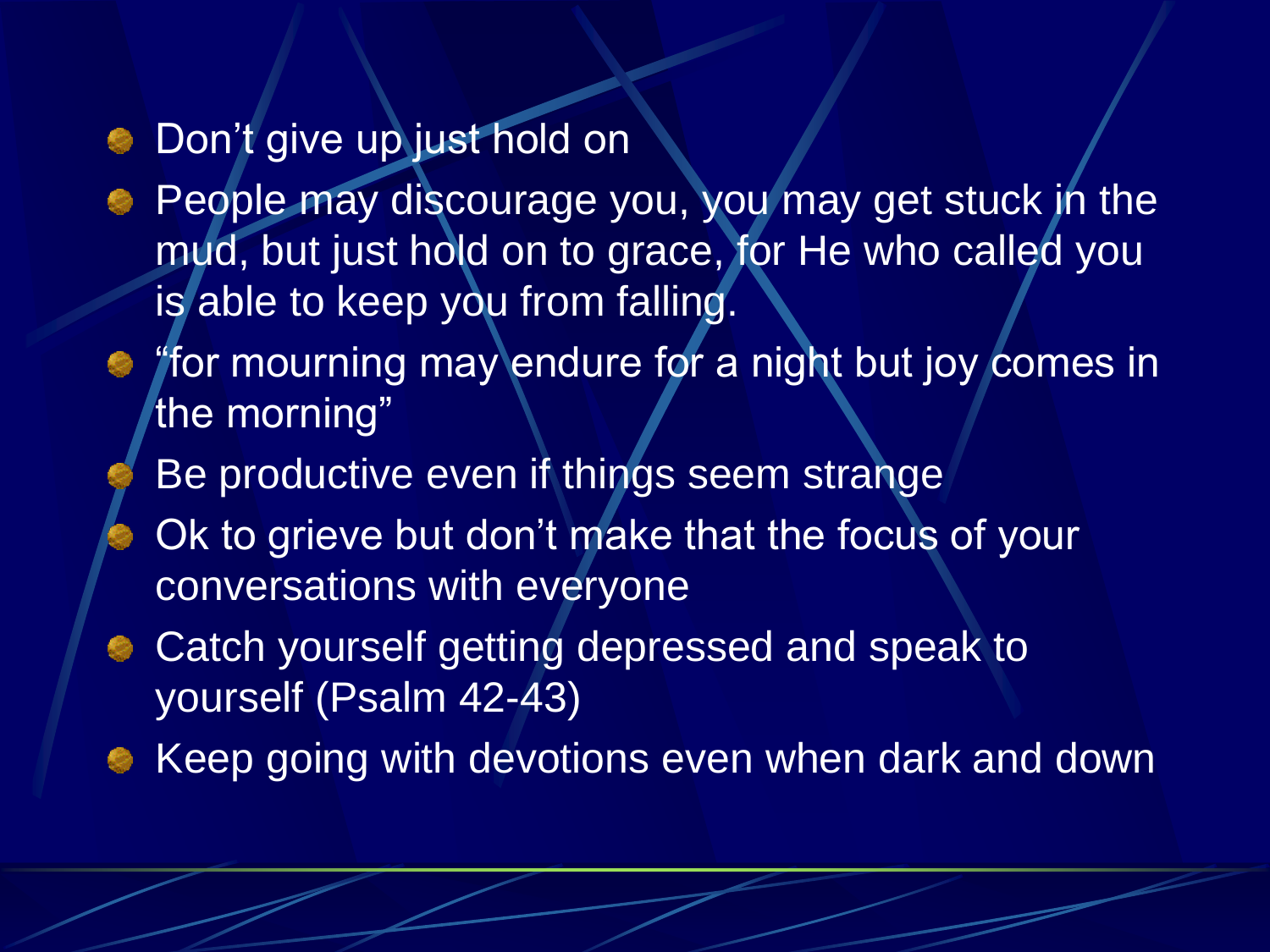- Don’t give up just hold on
- People may discourage you, you may get stuck in the mud, but just hold on to grace, for He who called you is able to keep you from falling.
- “for mourning may endure for a night but joy comes in the morning”
- Be productive even if things seem strange
- Ok to grieve but don’t make that the focus of your conversations with everyone
- Catch yourself getting depressed and speak to yourself (Psalm 42-43)
- Keep going with devotions even when dark and down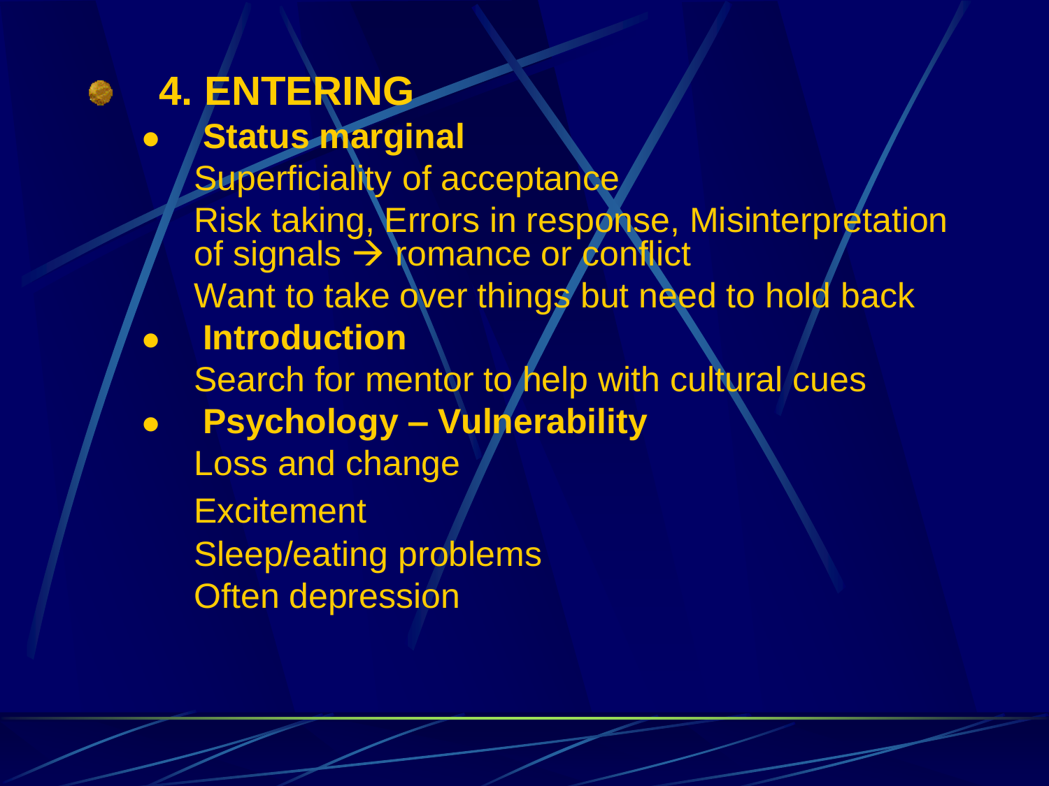# 4. ENTERING

- **Status marginal**

  Superficiality of acceptance

  Risk taking, Errors in response, Misinterpretation of signals → romance or conflict

  Want to take over things but need to hold back

- **Introduction**

  Search for mentor to help with cultural cues

- **Psychology – Vulnerability**

  Loss and change

  Excitement

  Sleep/eating problems

  Often depression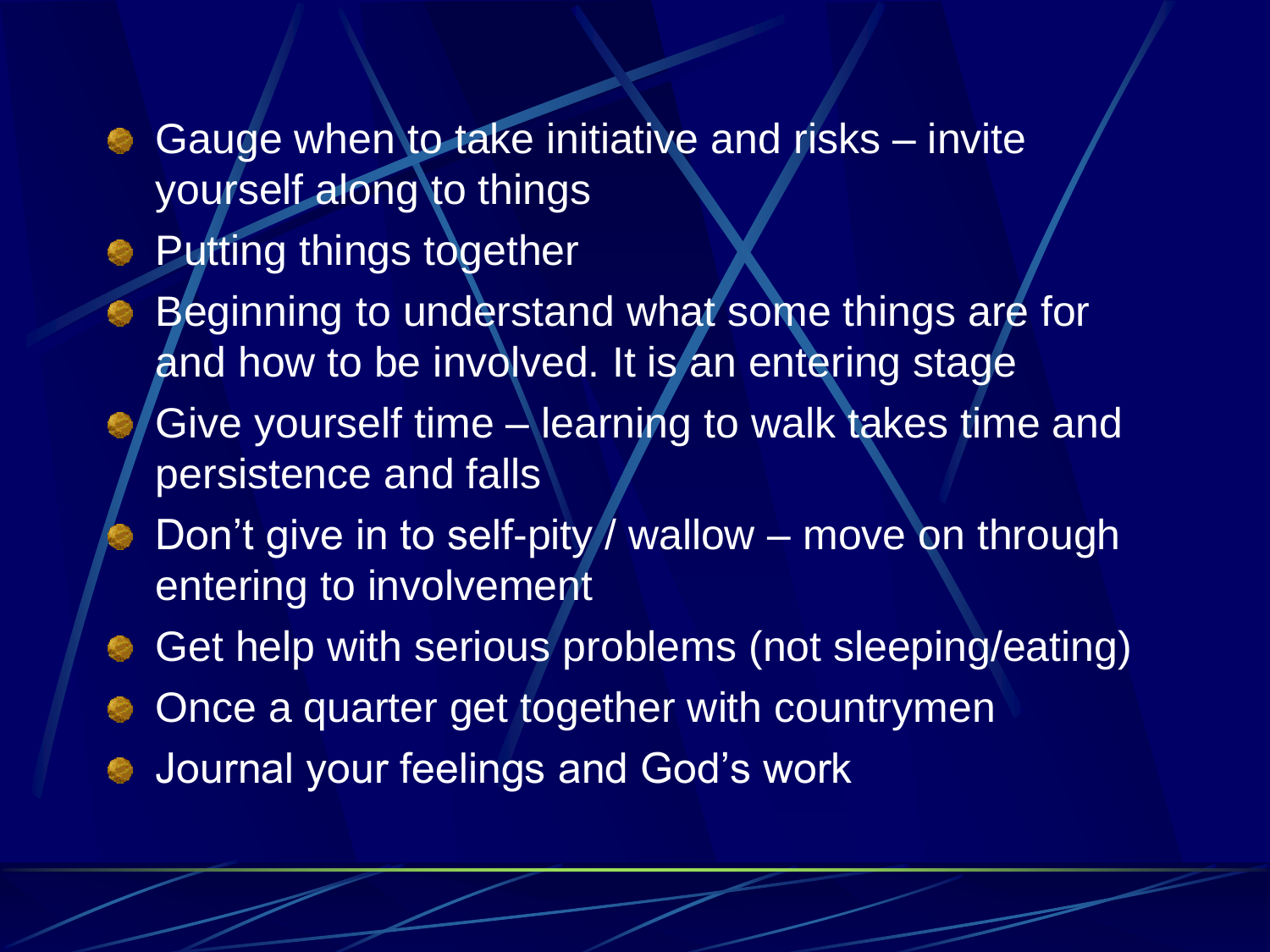- Gauge when to take initiative and risks – invite yourself along to things
- Putting things together
- Beginning to understand what some things are for and how to be involved. It is an entering stage
- Give yourself time – learning to walk takes time and persistence and falls
- Don’t give in to self-pity / wallow – move on through entering to involvement
- Get help with serious problems (not sleeping/eating)
- Once a quarter get together with countrymen
- Journal your feelings and God’s work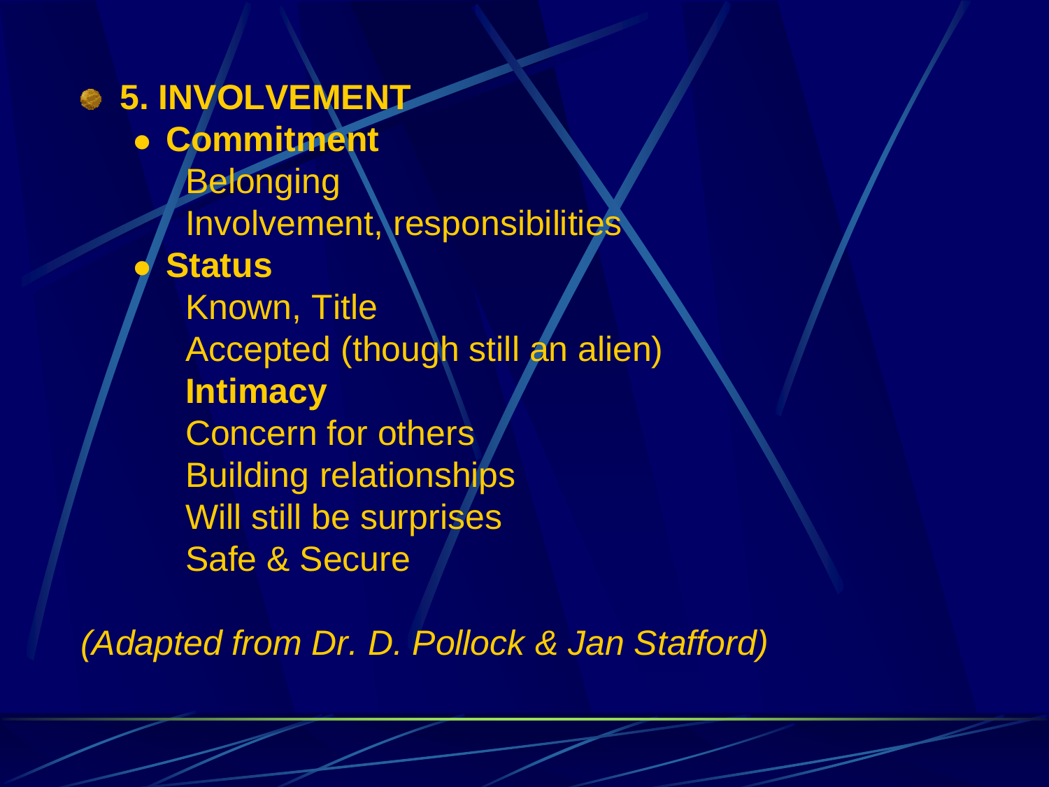- **5. INVOLVEMENT**
  - **Commitment**
    - Belonging
    - Involvement, responsibilities
  - **Status**
    - Known, Title
    - Accepted (though still an alien)
    - **Intimacy**
    - Concern for others
    - Building relationships
    - Will still be surprises
    - Safe & Secure

*(Adapted from Dr. D. Pollock & Jan Stafford)*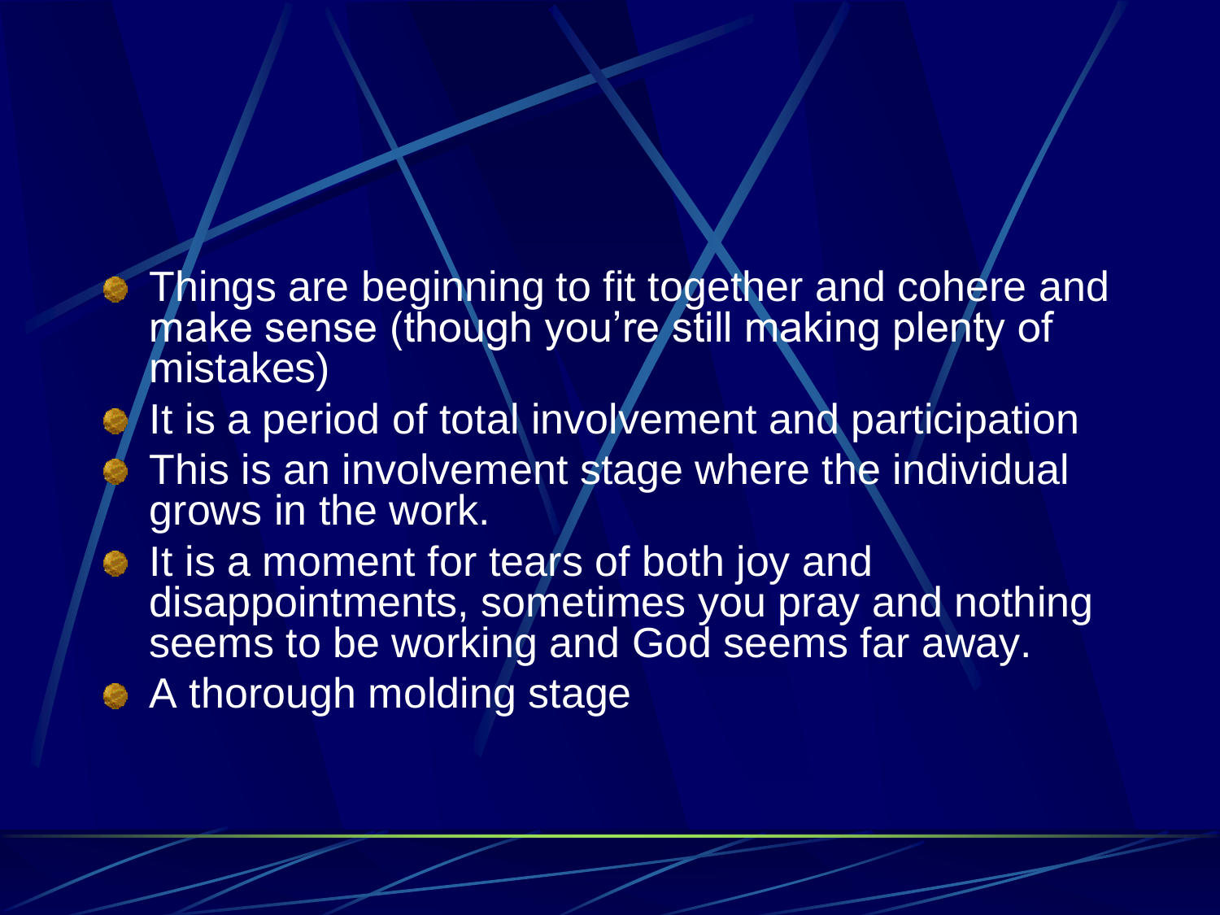- Things are beginning to fit together and cohere and make sense (though you're still making plenty of mistakes)
- It is a period of total involvement and participation
- This is an involvement stage where the individual grows in the work.
- It is a moment for tears of both joy and disappointments, sometimes you pray and nothing seems to be working and God seems far away.
- A thorough molding stage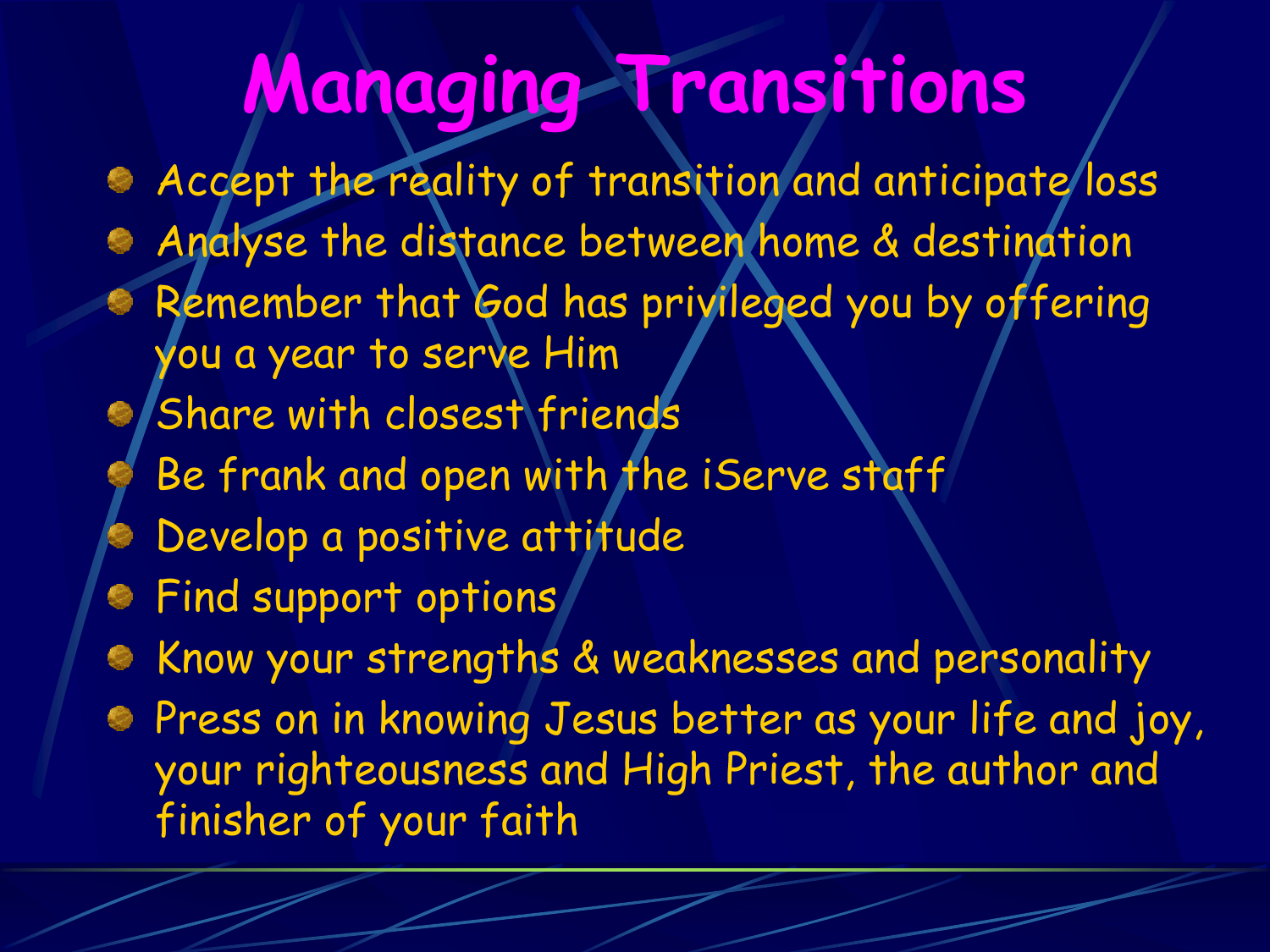# Managing Transitions

- Accept the reality of transition and anticipate loss
- Analyse the distance between home & destination
- Remember that God has privileged you by offering you a year to serve Him
- Share with closest friends
- Be frank and open with the iServe staff
- Develop a positive attitude
- Find support options
- Know your strengths & weaknesses and personality
- Press on in knowing Jesus better as your life and joy, your righteousness and High Priest, the author and finisher of your faith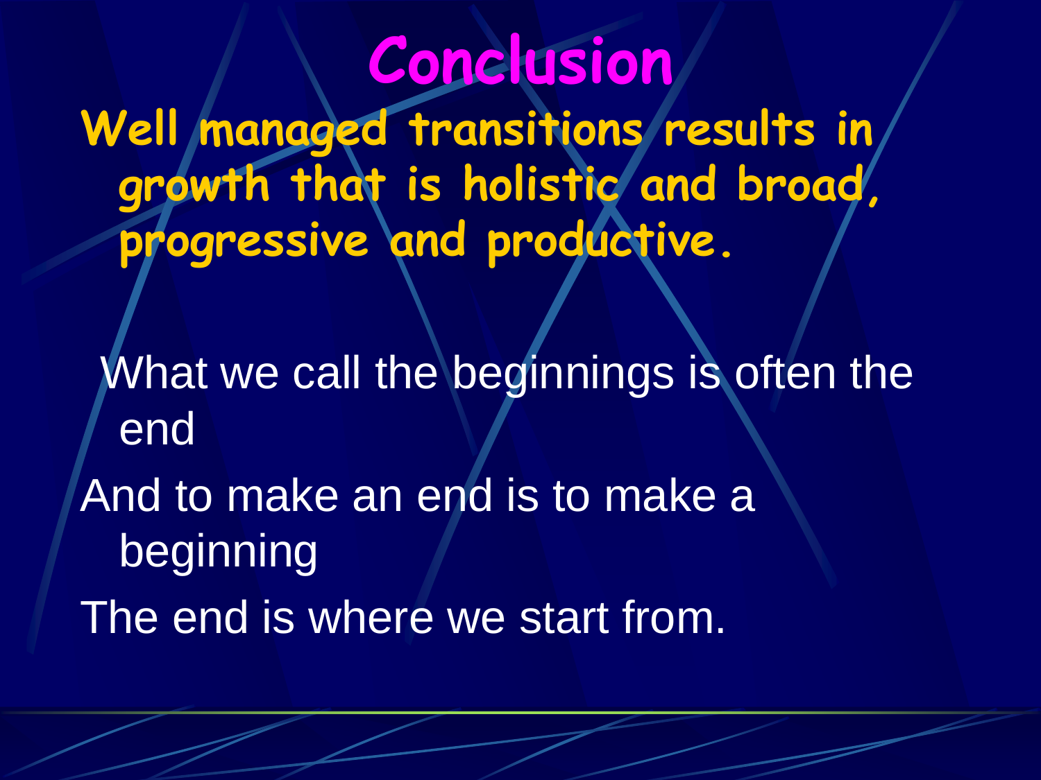# Conclusion

**Well managed transitions results in growth that is holistic and broad, progressive and productive.**

What we call the beginnings is often the end

And to make an end is to make a beginning

The end is where we start from.